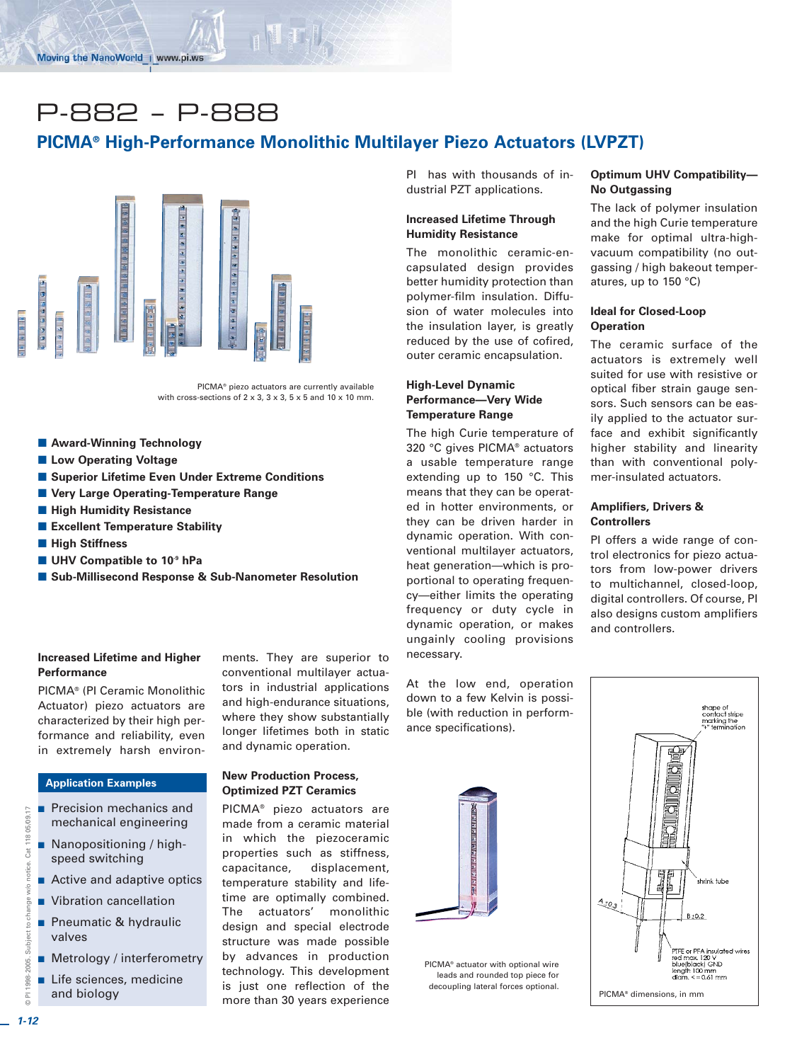# P-882 – P-888

## PICMA® High-Performance Monolithic Multilayer Piezo Actuators (LVPZT)

PICMA® piezo actuators are currently available with cross-sections of 2 x 3, 3 x 3, 5 x 5 and 10 x 10 mm.

- Award-Winning Technology
- Low Operating Voltage
- Superior Lifetime Even Under Extreme Conditions
- Very Large Operating-Temperature Range
- High Humidity Resistance
- Excellent Temperature Stability
- High Stiffness
- UHV Compatible to $10^{-9}$ hPa
- Sub-Millisecond Response & Sub-Nanometer Resolution

### Increased Lifetime and Higher Performance

PICMA® (PI Ceramic Monolithic Actuator) piezo actuators are characterized by their high performance and reliability, even in extremely harsh environments. They are superior to conventional multilayer actuators in industrial applications and high-endurance situations, where they show substantially longer lifetimes both in static and dynamic operation.

### Application Examples

- Precision mechanics and mechanical engineering
- Nanopositioning / high-speed switching
- Active and adaptive optics
- Vibration cancellation
- Pneumatic & hydraulic valves
- Metrology / interferometry
- Life sciences, medicine and biology

### New Production Process, Optimized PZT Ceramics

PICMA® piezo actuators are made from a ceramic material in which the piezoceramic properties such as stiffness, capacitance, displacement, temperature stability and lifetime are optimally combined. The actuators' monolithic design and special electrode structure was made possible by advances in production technology. This development is just one reflection of the more than 30 years experience PI has with thousands of industrial PZT applications.

### Increased Lifetime Through Humidity Resistance

The monolithic ceramic-encapsulated design provides better humidity protection than polymer-film insulation. Diffusion of water molecules into the insulation layer, is greatly reduced by the use of cofired, outer ceramic encapsulation.

### High-Level Dynamic Performance—Very Wide Temperature Range

The high Curie temperature of 320 °C gives PICMA® actuators a usable temperature range extending up to 150 °C. This means that they can be operated in hotter environments, or they can be driven harder in dynamic operation. With conventional multilayer actuators, heat generation—which is proportional to operating frequency—either limits the operating frequency or duty cycle in dynamic operation, or makes ungainly cooling provisions necessary.

At the low end, operation down to a few Kelvin is possible (with reduction in performance specifications).

PICMA® actuator with optional wire leads and rounded top piece for decoupling lateral forces optional.

### Optimum UHV Compatibility—No Outgassing

The lack of polymer insulation and the high Curie temperature make for optimal ultra-high-vacuum compatibility (no outgassing / high bakeout temperatures, up to 150 °C)

### Ideal for Closed-Loop Operation

The ceramic surface of the actuators is extremely well suited for use with resistive or optical fiber strain gauge sensors. Such sensors can be easily applied to the actuator surface and exhibit significantly higher stability and linearity than with conventional polymer-insulated actuators.

### Amplifiers, Drivers & Controllers

PI offers a wide range of control electronics for piezo actuators from low-power drivers to multichannel, closed-loop, digital controllers. Of course, PI also designs custom amplifiers and controllers.

shape of contact stripe marking the "+" termination

shrink tube

A ±0.3

B ±0.2

PTFE or PFA insulated wires red max. 120 V blue(black) GND length 100 mm diam. <= 0.61 mm

PICMA® dimensions, in mm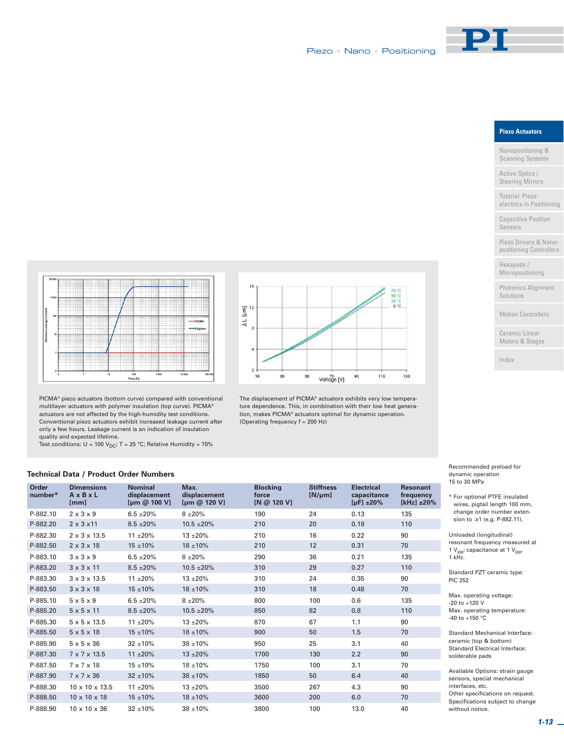10.000

1.000

100

10

1

0

0 1 10 100 1.000 10.000 100.000

Time [h]

Relative Leakage Current

PICMA

Polymer

PICMA® piezo actuators (bottom curve) compared with conventional multilayer actuators with polymer insulation (top curve). PICMA® actuators are not affected by the high-humidity test conditions. Conventional piezo actuators exhibit increased leakage current after only a few hours. Leakage current is an indication of insulation quality and expected lifetime.
Test conditions: U = 100 $V_{DC}$; T = 25 °C; Relative Humidity = 70%

16

12

8

4

0

10 30 50 70 90 110 130

Voltage [V]

ΔL [µm]

75 °C
50 °C
25 °C
0 °C

The displacement of PICMA® actuators exhibits very low temperature dependence. This, in combination with their low heat generation, makes PICMA® actuators optimal for dynamic operation. (Operating frequency f = 200 Hz)

## Technical Data / Product Order Numbers

| Order number* | Dimensions A x B x L [mm] | Nominal displacement [µm @ 100 V] | Max. displacement [µm @ 120 V] | Blocking force [N @ 120 V] | Stiffness [N/µm] | Electrical capacitance [µF] ±20% | Resonant frequency [kHz] ±20% |
|---|---|---|---|---|---|---|---|
| P-882.10 | 2 x 3 x 9 | 6.5 ±20% | 8 ±20% | 190 | 24 | 0.13 | 135 |
| P-882.20 | 2 x 3 x11 | 8.5 ±20% | 10.5 ±20% | 210 | 20 | 0.18 | 110 |
| P-882.30 | 2 x 3 x 13.5 | 11 ±20% | 13 ±20% | 210 | 16 | 0.22 | 90 |
| P-882.50 | 2 x 3 x 18 | 15 ±10% | 18 ±10% | 210 | 12 | 0.31 | 70 |
| P-883.10 | 3 x 3 x 9 | 6.5 ±20% | 8 ±20% | 290 | 36 | 0.21 | 135 |
| P-883.20 | 3 x 3 x 11 | 8.5 ±20% | 10.5 ±20% | 310 | 29 | 0.27 | 110 |
| P-883.30 | 3 x 3 x 13.5 | 11 ±20% | 13 ±20% | 310 | 24 | 0.35 | 90 |
| P-883.50 | 3 x 3 x 18 | 15 ±10% | 18 ±10% | 310 | 18 | 0.48 | 70 |
| P-885.10 | 5 x 5 x 9 | 6.5 ±20% | 8 ±20% | 800 | 100 | 0.6 | 135 |
| P-885.20 | 5 x 5 x 11 | 8.5 ±20% | 10.5 ±20% | 850 | 82 | 0.8 | 110 |
| P-885.30 | 5 x 5 x 13.5 | 11 ±20% | 13 ±20% | 870 | 67 | 1.1 | 90 |
| P-885.50 | 5 x 5 x 18 | 15 ±10% | 18 ±10% | 900 | 50 | 1.5 | 70 |
| P-885.90 | 5 x 5 x 36 | 32 ±10% | 38 ±10% | 950 | 25 | 3.1 | 40 |
| P-887.30 | 7 x 7 x 13.5 | 11 ±20% | 13 ±20% | 1700 | 130 | 2.2 | 90 |
| P-887.50 | 7 x 7 x 18 | 15 ±10% | 18 ±10% | 1750 | 100 | 3.1 | 70 |
| P-887.90 | 7 x 7 x 36 | 32 ±10% | 38 ±10% | 1850 | 50 | 6.4 | 40 |
| P-888.30 | 10 x 10 x 13.5 | 11 ±20% | 13 ±20% | 3500 | 267 | 4.3 | 90 |
| P-888.50 | 10 x 10 x 18 | 15 ±10% | 18 ±10% | 3600 | 200 | 6.0 | 70 |
| P-888.90 | 10 x 10 x 36 | 32 ±10% | 38 ±10% | 3800 | 100 | 13.0 | 40 |

Recommended preload for dynamic operation
15 to 30 MPa

* For optional PTFE insulated wires, pigtail length 100 mm, change order number extension to .x1 (e.g. P-882.11).

Unloaded (longitudinal) resonant frequency measured at 1 $V_{pp}$; capacitance at 1 $V_{pp}$, 1 kHz.

Standard PZT ceramic type:
PIC 252

Max. operating voltage:
-20 to +120 V
Max. operating temperature:
-40 to +150 °C

Standard Mechanical Interface: ceramic (top & bottom)
Standard Electrical Interface: solderable pads

Available Options: strain gauge sensors, special mechanical interfaces, etc.
Other specifications on request.
Specifications subject to change without notice.